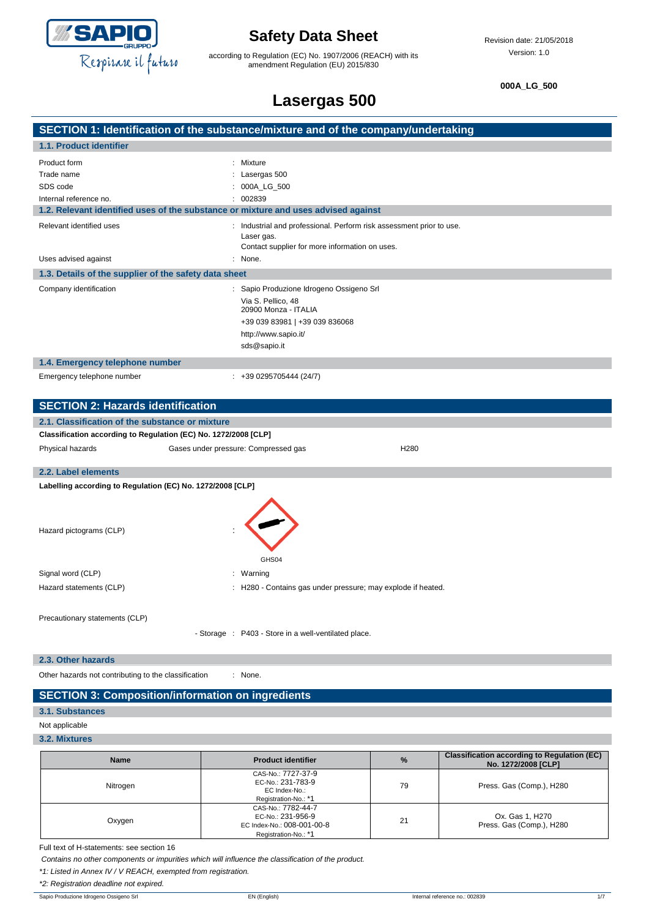# Safety Data Sheet

according to Regulation (EC) No. 1907/2006 (REACH) with its amendment Regulation (EU) 2015/830

Revision date: 21/05/2018
Version: 1.0

**000A_LG_500**

# Lasergas 500

## SECTION 1: Identification of the substance/mixture and of the company/undertaking

### 1.1. Product identifier

Product form : Mixture
Trade name : Lasergas 500
SDS code : 000A_LG_500
Internal reference no. : 002839

### 1.2. Relevant identified uses of the substance or mixture and uses advised against

Relevant identified uses : Industrial and professional. Perform risk assessment prior to use.
Laser gas.
Contact supplier for more information on uses.

Uses advised against : None.

### 1.3. Details of the supplier of the safety data sheet

Company identification : Sapio Produzione Idrogeno Ossigeno Srl
Via S. Pellico, 48
20900 Monza - ITALIA
+39 039 83981 | +39 039 836068
http://www.sapio.it/
sds@sapio.it

### 1.4. Emergency telephone number

Emergency telephone number : +39 0295705444 (24/7)

## SECTION 2: Hazards identification

### 2.1. Classification of the substance or mixture

**Classification according to Regulation (EC) No. 1272/2008 [CLP]**

| Physical hazards | Gases under pressure: Compressed gas | H280 |
|---|---|---|

### 2.2. Label elements

**Labelling according to Regulation (EC) No. 1272/2008 [CLP]**

Hazard pictograms (CLP) :

GHS04

Signal word (CLP) : Warning

Hazard statements (CLP) : H280 - Contains gas under pressure; may explode if heated.

Precautionary statements (CLP)

- Storage : P403 - Store in a well-ventilated place.

### 2.3. Other hazards

Other hazards not contributing to the classification : None.

## SECTION 3: Composition/information on ingredients

### 3.1. Substances

Not applicable

### 3.2. Mixtures

| Name | Product identifier | % | Classification according to Regulation (EC) No. 1272/2008 [CLP] |
|---|---|---|---|
| Nitrogen | CAS-No.: 7727-37-9<br>EC-No.: 231-783-9<br>EC Index-No.:<br>Registration-No.: *1 | 79 | Press. Gas (Comp.), H280 |
| Oxygen | CAS-No.: 7782-44-7<br>EC-No.: 231-956-9<br>EC Index-No.: 008-001-00-8<br>Registration-No.: *1 | 21 | Ox. Gas 1, H270<br>Press. Gas (Comp.), H280 |

Full text of H-statements: see section 16

*Contains no other components or impurities which will influence the classification of the product.*

*\*1: Listed in Annex IV / V REACH, exempted from registration.*

*\*2: Registration deadline not expired.*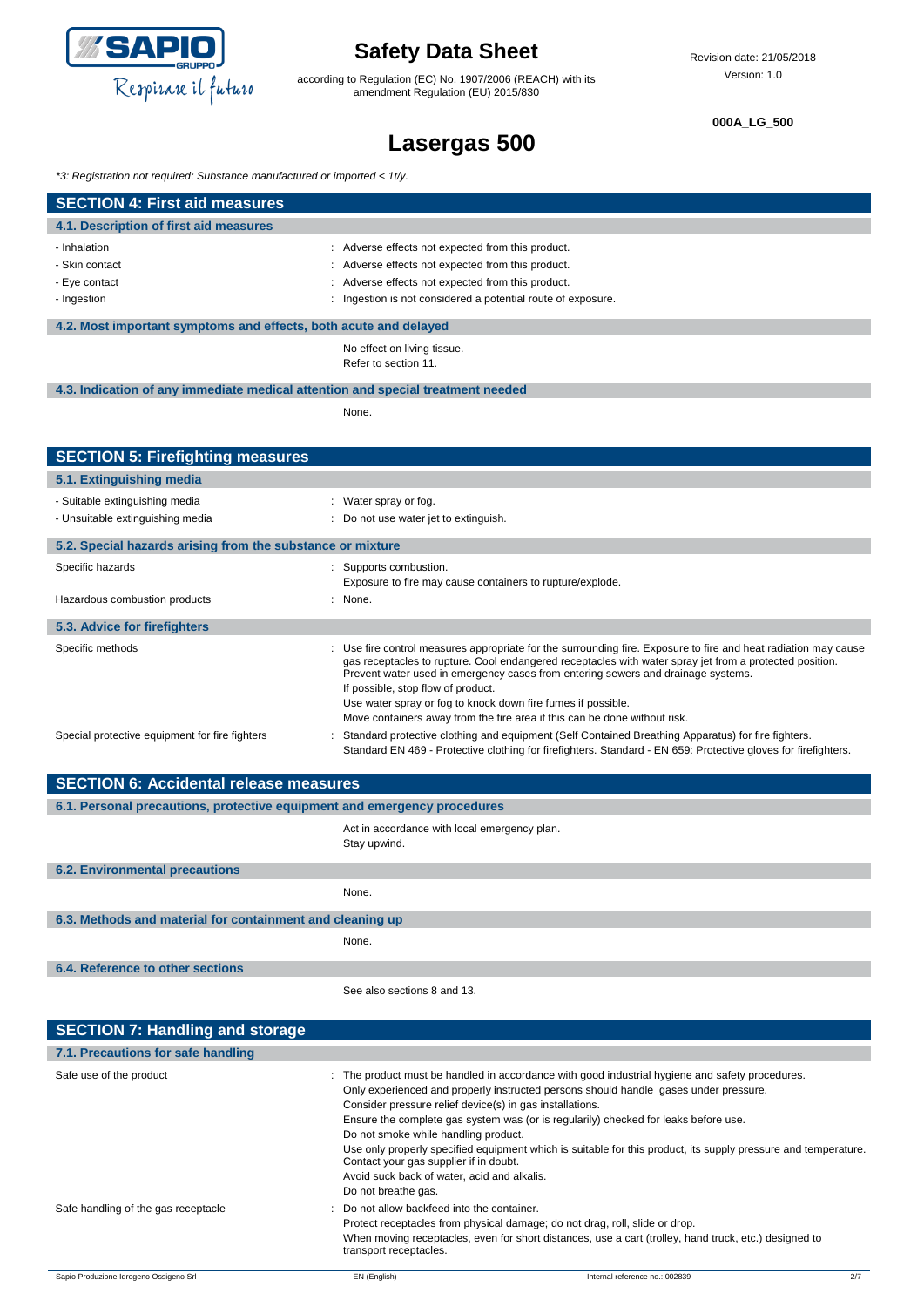*3: Registration not required: Substance manufactured or imported < 1t/y.*

## SECTION 4: First aid measures

### 4.1. Description of first aid measures

| | |
|---|---|
| - Inhalation | : Adverse effects not expected from this product. |
| - Skin contact | : Adverse effects not expected from this product. |
| - Eye contact | : Adverse effects not expected from this product. |
| - Ingestion | : Ingestion is not considered a potential route of exposure. |

### 4.2. Most important symptoms and effects, both acute and delayed

No effect on living tissue.
Refer to section 11.

### 4.3. Indication of any immediate medical attention and special treatment needed

None.

## SECTION 5: Firefighting measures

### 5.1. Extinguishing media

| | |
|---|---|
| - Suitable extinguishing media | : Water spray or fog. |
| - Unsuitable extinguishing media | : Do not use water jet to extinguish. |

### 5.2. Special hazards arising from the substance or mixture

| | |
|---|---|
| Specific hazards | : Supports combustion.<br>Exposure to fire may cause containers to rupture/explode. |
| Hazardous combustion products | : None. |

### 5.3. Advice for firefighters

| | |
|---|---|
| Specific methods | : Use fire control measures appropriate for the surrounding fire. Exposure to fire and heat radiation may cause gas receptacles to rupture. Cool endangered receptacles with water spray jet from a protected position. Prevent water used in emergency cases from entering sewers and drainage systems.<br>If possible, stop flow of product.<br>Use water spray or fog to knock down fire fumes if possible.<br>Move containers away from the fire area if this can be done without risk. |
| Special protective equipment for fire fighters | : Standard protective clothing and equipment (Self Contained Breathing Apparatus) for fire fighters.<br>Standard EN 469 - Protective clothing for firefighters. Standard - EN 659: Protective gloves for firefighters. |

## SECTION 6: Accidental release measures

### 6.1. Personal precautions, protective equipment and emergency procedures

Act in accordance with local emergency plan.
Stay upwind.

### 6.2. Environmental precautions

None.

### 6.3. Methods and material for containment and cleaning up

None.

### 6.4. Reference to other sections

See also sections 8 and 13.

## SECTION 7: Handling and storage

### 7.1. Precautions for safe handling

| | |
|---|---|
| Safe use of the product | : The product must be handled in accordance with good industrial hygiene and safety procedures.<br>Only experienced and properly instructed persons should handle gases under pressure.<br>Consider pressure relief device(s) in gas installations.<br>Ensure the complete gas system was (or is regularily) checked for leaks before use.<br>Do not smoke while handling product.<br>Use only properly specified equipment which is suitable for this product, its supply pressure and temperature. Contact your gas supplier if in doubt.<br>Avoid suck back of water, acid and alkalis.<br>Do not breathe gas. |
| Safe handling of the gas receptacle | : Do not allow backfeed into the container.<br>Protect receptacles from physical damage; do not drag, roll, slide or drop.<br>When moving receptacles, even for short distances, use a cart (trolley, hand truck, etc.) designed to transport receptacles. |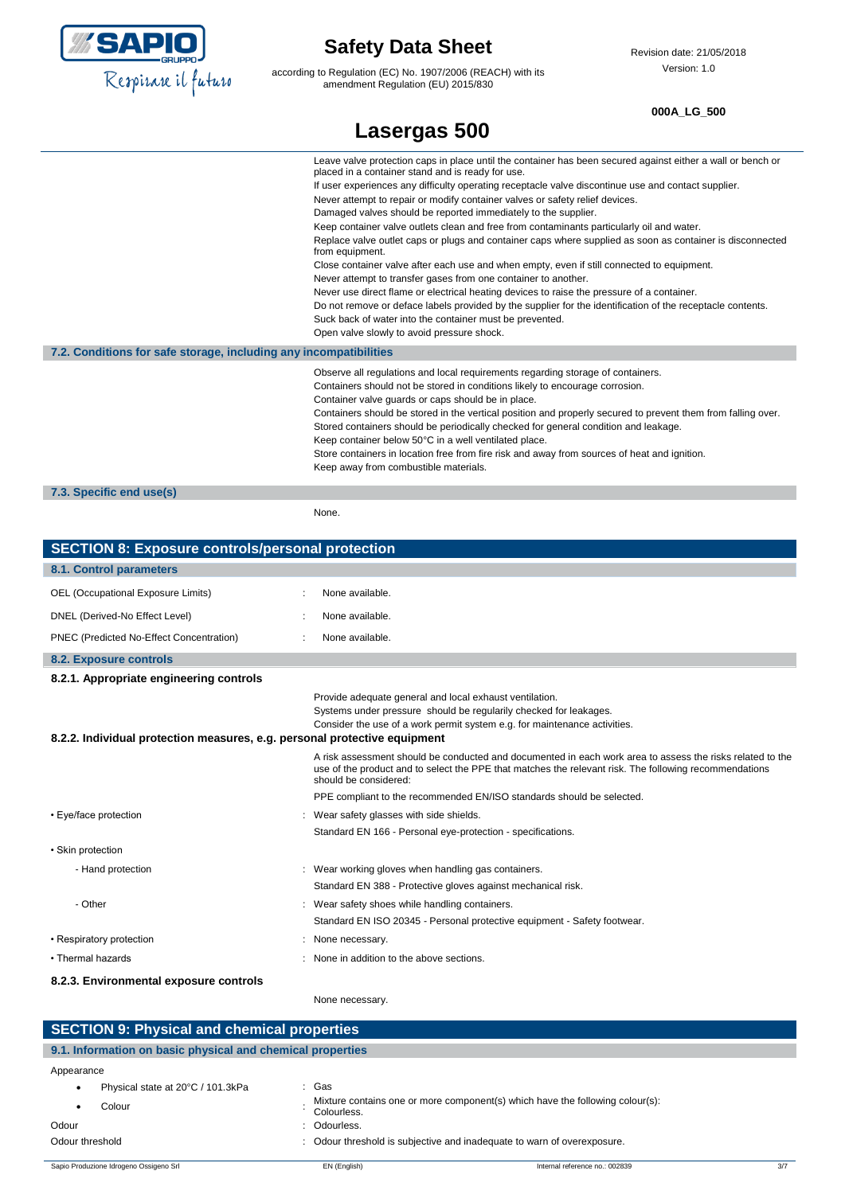Leave valve protection caps in place until the container has been secured against either a wall or bench or placed in a container stand and is ready for use.
If user experiences any difficulty operating receptacle valve discontinue use and contact supplier.
Never attempt to repair or modify container valves or safety relief devices.
Damaged valves should be reported immediately to the supplier.
Keep container valve outlets clean and free from contaminants particularly oil and water.
Replace valve outlet caps or plugs and container caps where supplied as soon as container is disconnected from equipment.
Close container valve after each use and when empty, even if still connected to equipment.
Never attempt to transfer gases from one container to another.
Never use direct flame or electrical heating devices to raise the pressure of a container.
Do not remove or deface labels provided by the supplier for the identification of the receptacle contents.
Suck back of water into the container must be prevented.
Open valve slowly to avoid pressure shock.

### 7.2. Conditions for safe storage, including any incompatibilities

Observe all regulations and local requirements regarding storage of containers.
Containers should not be stored in conditions likely to encourage corrosion.
Container valve guards or caps should be in place.
Containers should be stored in the vertical position and properly secured to prevent them from falling over.
Stored containers should be periodically checked for general condition and leakage.
Keep container below 50°C in a well ventilated place.
Store containers in location free from fire risk and away from sources of heat and ignition.
Keep away from combustible materials.

### 7.3. Specific end use(s)

None.

## SECTION 8: Exposure controls/personal protection

### 8.1. Control parameters

OEL (Occupational Exposure Limits) : None available.

DNEL (Derived-No Effect Level) : None available.

PNEC (Predicted No-Effect Concentration) : None available.

### 8.2. Exposure controls

#### 8.2.1. Appropriate engineering controls

Provide adequate general and local exhaust ventilation.
Systems under pressure should be regularly checked for leakages.
Consider the use of a work permit system e.g. for maintenance activities.

#### 8.2.2. Individual protection measures, e.g. personal protective equipment

A risk assessment should be conducted and documented in each work area to assess the risks related to the use of the product and to select the PPE that matches the relevant risk. The following recommendations should be considered:

PPE compliant to the recommended EN/ISO standards should be selected.

- Eye/face protection : Wear safety glasses with side shields.
  Standard EN 166 - Personal eye-protection - specifications.
- Skin protection
  - Hand protection : Wear working gloves when handling gas containers.
    Standard EN 388 - Protective gloves against mechanical risk.
  - Other : Wear safety shoes while handling containers.
    Standard EN ISO 20345 - Personal protective equipment - Safety footwear.
- Respiratory protection : None necessary.
- Thermal hazards : None in addition to the above sections.

#### 8.2.3. Environmental exposure controls

None necessary.

## SECTION 9: Physical and chemical properties

### 9.1. Information on basic physical and chemical properties

Appearance

- Physical state at 20°C / 101.3kPa : Gas
- Colour : Mixture contains one or more component(s) which have the following colour(s): Colourless.

Odour : Odourless.

Odour threshold : Odour threshold is subjective and inadequate to warn of overexposure.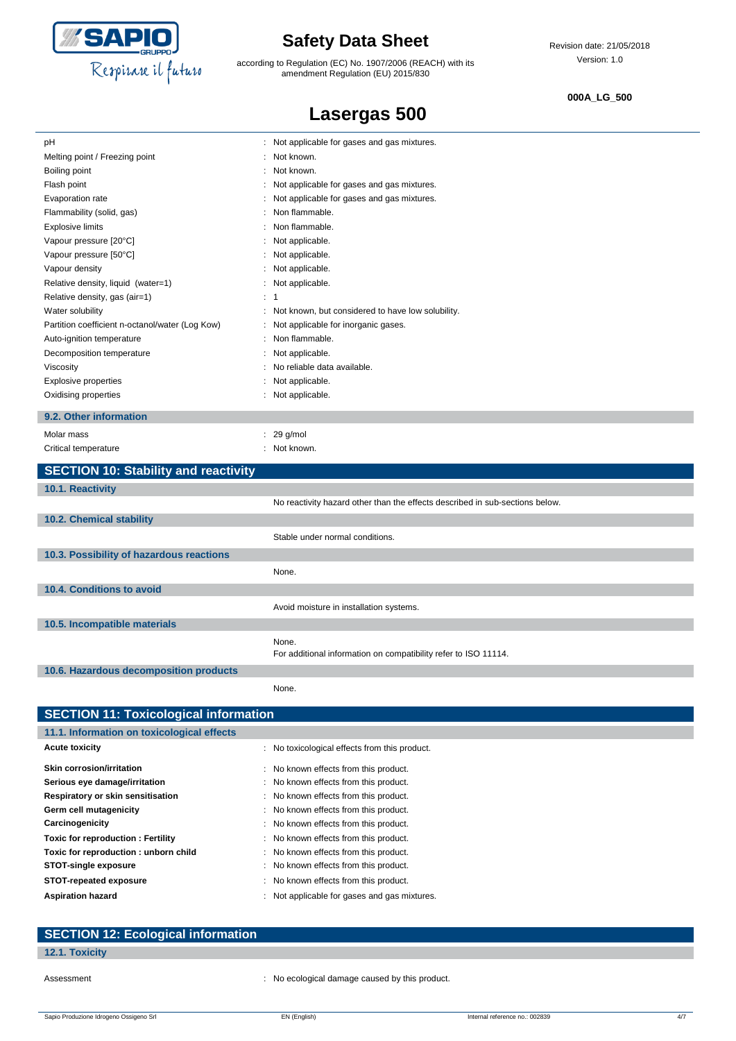| | |
|---|---|
| pH | : Not applicable for gases and gas mixtures. |
| Melting point / Freezing point | : Not known. |
| Boiling point | : Not known. |
| Flash point | : Not applicable for gases and gas mixtures. |
| Evaporation rate | : Not applicable for gases and gas mixtures. |
| Flammability (solid, gas) | : Non flammable. |
| Explosive limits | : Non flammable. |
| Vapour pressure [20°C] | : Not applicable. |
| Vapour pressure [50°C] | : Not applicable. |
| Vapour density | : Not applicable. |
| Relative density, liquid (water=1) | : Not applicable. |
| Relative density, gas (air=1) | : 1 |
| Water solubility | : Not known, but considered to have low solubility. |
| Partition coefficient n-octanol/water (Log Kow) | : Not applicable for inorganic gases. |
| Auto-ignition temperature | : Non flammable. |
| Decomposition temperature | : Not applicable. |
| Viscosity | : No reliable data available. |
| Explosive properties | : Not applicable. |
| Oxidising properties | : Not applicable. |

### 9.2. Other information

| | |
|---|---|
| Molar mass | : 29 g/mol |
| Critical temperature | : Not known. |

## SECTION 10: Stability and reactivity

### 10.1. Reactivity

No reactivity hazard other than the effects described in sub-sections below.

### 10.2. Chemical stability

Stable under normal conditions.

### 10.3. Possibility of hazardous reactions

None.

### 10.4. Conditions to avoid

Avoid moisture in installation systems.

### 10.5. Incompatible materials

None.
For additional information on compatibility refer to ISO 11114.

### 10.6. Hazardous decomposition products

None.

## SECTION 11: Toxicological information

### 11.1. Information on toxicological effects

| | |
|---|---|
| **Acute toxicity** | : No toxicological effects from this product. |
| **Skin corrosion/irritation** | : No known effects from this product. |
| **Serious eye damage/irritation** | : No known effects from this product. |
| **Respiratory or skin sensitisation** | : No known effects from this product. |
| **Germ cell mutagenicity** | : No known effects from this product. |
| **Carcinogenicity** | : No known effects from this product. |
| **Toxic for reproduction : Fertility** | : No known effects from this product. |
| **Toxic for reproduction : unborn child** | : No known effects from this product. |
| **STOT-single exposure** | : No known effects from this product. |
| **STOT-repeated exposure** | : No known effects from this product. |
| **Aspiration hazard** | : Not applicable for gases and gas mixtures. |

## SECTION 12: Ecological information

### 12.1. Toxicity

| | |
|---|---|
| Assessment | : No ecological damage caused by this product. |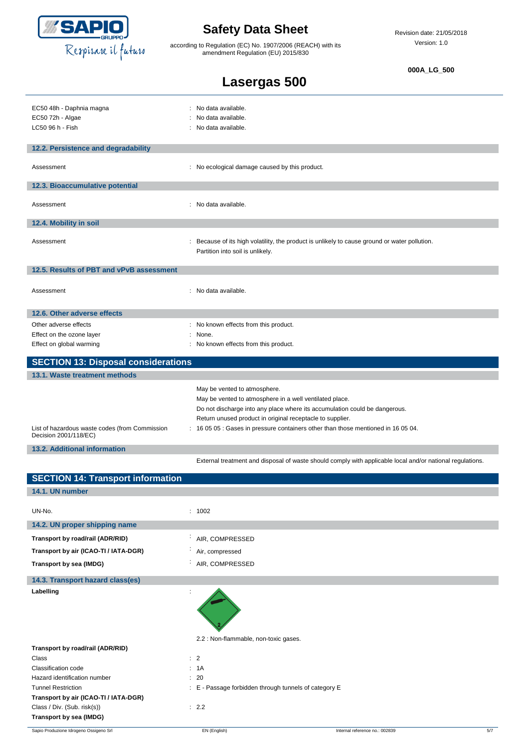| | |
|---|---|
| EC50 48h - Daphnia magna | : No data available. |
| EC50 72h - Algae | : No data available. |
| LC50 96 h - Fish | : No data available. |

### 12.2. Persistence and degradability

| | |
|---|---|
| Assessment | : No ecological damage caused by this product. |

### 12.3. Bioaccumulative potential

| | |
|---|---|
| Assessment | : No data available. |

### 12.4. Mobility in soil

| | |
|---|---|
| Assessment | : Because of its high volatility, the product is unlikely to cause ground or water pollution. Partition into soil is unlikely. |

### 12.5. Results of PBT and vPvB assessment

| | |
|---|---|
| Assessment | : No data available. |

### 12.6. Other adverse effects

| | |
|---|---|
| Other adverse effects | : No known effects from this product. |
| Effect on the ozone layer | : None. |
| Effect on global warming | : No known effects from this product. |

## SECTION 13: Disposal considerations

### 13.1. Waste treatment methods

May be vented to atmosphere.
May be vented to atmosphere in a well ventilated place.
Do not discharge into any place where its accumulation could be dangerous.
Return unused product in original receptacle to supplier.

| | |
|---|---|
| List of hazardous waste codes (from Commission Decision 2001/118/EC) | : 16 05 05 : Gases in pressure containers other than those mentioned in 16 05 04. |

### 13.2. Additional information

External treatment and disposal of waste should comply with applicable local and/or national regulations.

## SECTION 14: Transport information

### 14.1. UN number

| | |
|---|---|
| UN-No. | : 1002 |

### 14.2. UN proper shipping name

| | |
|---|---|
| **Transport by road/rail (ADR/RID)** | : AIR, COMPRESSED |
| **Transport by air (ICAO-TI / IATA-DGR)** | : Air, compressed |
| **Transport by sea (IMDG)** | : AIR, COMPRESSED |

### 14.3. Transport hazard class(es)

**Labelling** :

2.2 : Non-flammable, non-toxic gases.

**Transport by road/rail (ADR/RID)**

| | |
|---|---|
| Class | : 2 |
| Classification code | : 1A |
| Hazard identification number | : 20 |
| Tunnel Restriction | : E - Passage forbidden through tunnels of category E |

**Transport by air (ICAO-TI / IATA-DGR)**

| | |
|---|---|
| Class / Div. (Sub. risk(s)) | : 2.2 |

**Transport by sea (IMDG)**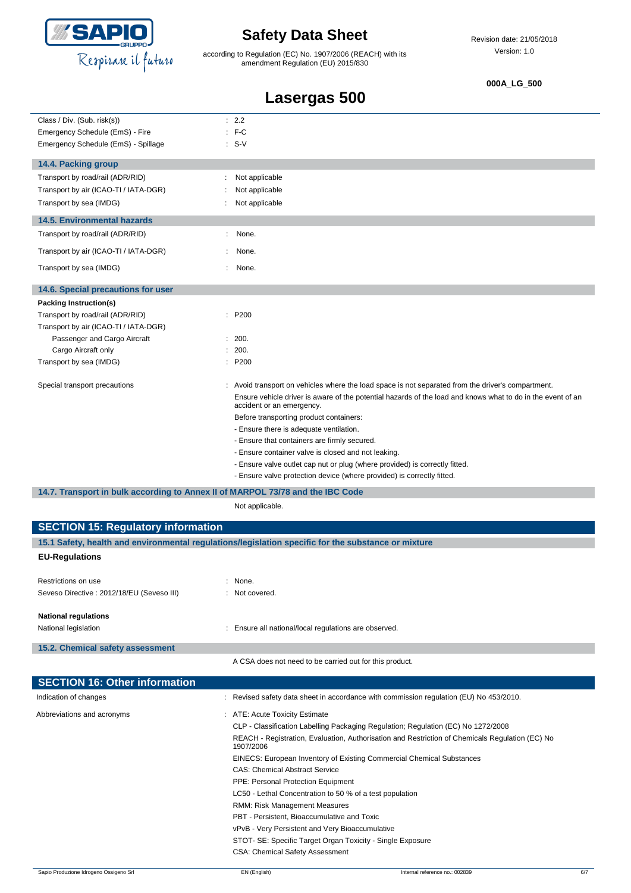| | |
|---|---|
| Class / Div. (Sub. risk(s)) | : 2.2 |
| Emergency Schedule (EmS) - Fire | : F-C |
| Emergency Schedule (EmS) - Spillage | : S-V |

### 14.4. Packing group

| | |
|---|---|
| Transport by road/rail (ADR/RID) | : Not applicable |
| Transport by air (ICAO-TI / IATA-DGR) | : Not applicable |
| Transport by sea (IMDG) | : Not applicable |

### 14.5. Environmental hazards

| | |
|---|---|
| Transport by road/rail (ADR/RID) | : None. |
| Transport by air (ICAO-TI / IATA-DGR) | : None. |
| Transport by sea (IMDG) | : None. |

### 14.6. Special precautions for user

**Packing Instruction(s)**

| | |
|---|---|
| Transport by road/rail (ADR/RID) | : P200 |
| Transport by air (ICAO-TI / IATA-DGR) | |
| Passenger and Cargo Aircraft | : 200. |
| Cargo Aircraft only | : 200. |
| Transport by sea (IMDG) | : P200 |

Special transport precautions : Avoid transport on vehicles where the load space is not separated from the driver's compartment.

Ensure vehicle driver is aware of the potential hazards of the load and knows what to do in the event of an accident or an emergency.

Before transporting product containers:

- Ensure there is adequate ventilation.
- Ensure that containers are firmly secured.
- Ensure container valve is closed and not leaking.
- Ensure valve outlet cap nut or plug (where provided) is correctly fitted.
- Ensure valve protection device (where provided) is correctly fitted.

### 14.7. Transport in bulk according to Annex II of MARPOL 73/78 and the IBC Code

Not applicable.

## SECTION 15: Regulatory information

### 15.1 Safety, health and environmental regulations/legislation specific for the substance or mixture

**EU-Regulations**

| | |
|---|---|
| Restrictions on use | : None. |
| Seveso Directive : 2012/18/EU (Seveso III) | : Not covered. |

**National regulations**

National legislation : Ensure all national/local regulations are observed.

### 15.2. Chemical safety assessment

A CSA does not need to be carried out for this product.

## SECTION 16: Other information

Indication of changes : Revised safety data sheet in accordance with commission regulation (EU) No 453/2010.

Abbreviations and acronyms :

- ATE: Acute Toxicity Estimate
- CLP - Classification Labelling Packaging Regulation; Regulation (EC) No 1272/2008
- REACH - Registration, Evaluation, Authorisation and Restriction of Chemicals Regulation (EC) No 1907/2006
- EINECS: European Inventory of Existing Commercial Chemical Substances
- CAS: Chemical Abstract Service
- PPE: Personal Protection Equipment
- LC50 - Lethal Concentration to 50 % of a test population
- RMM: Risk Management Measures
- PBT - Persistent, Bioaccumulative and Toxic
- vPvB - Very Persistent and Very Bioaccumulative
- STOT- SE: Specific Target Organ Toxicity - Single Exposure
- CSA: Chemical Safety Assessment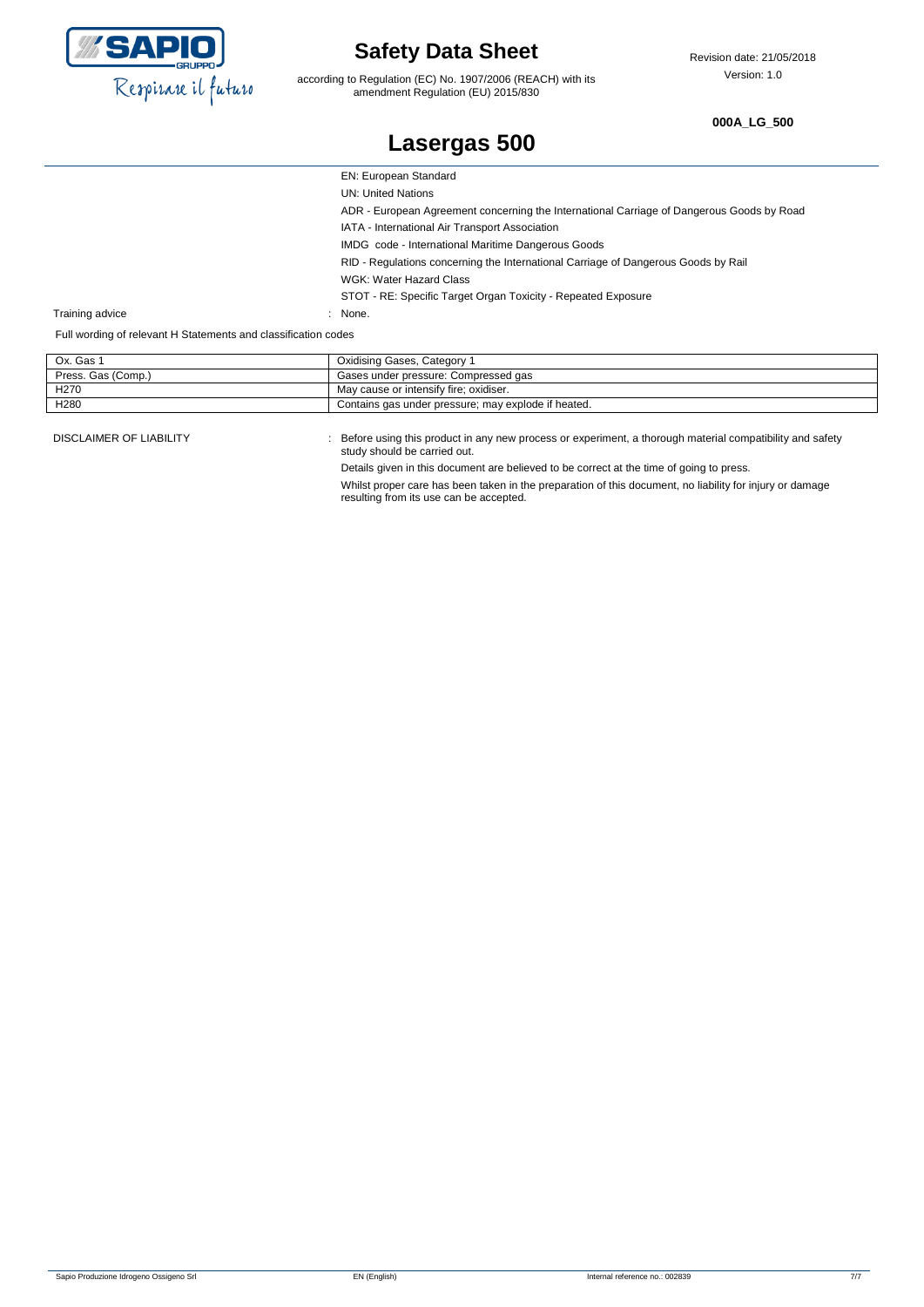EN: European Standard

UN: United Nations

ADR - European Agreement concerning the International Carriage of Dangerous Goods by Road

IATA - International Air Transport Association

IMDG code - International Maritime Dangerous Goods

RID - Regulations concerning the International Carriage of Dangerous Goods by Rail

WGK: Water Hazard Class

STOT - RE: Specific Target Organ Toxicity - Repeated Exposure

Training advice : None.

Full wording of relevant H Statements and classification codes

| | |
|---|---|
| Ox. Gas 1 | Oxidising Gases, Category 1 |
| Press. Gas (Comp.) | Gases under pressure: Compressed gas |
| H270 | May cause or intensify fire; oxidiser. |
| H280 | Contains gas under pressure; may explode if heated. |

DISCLAIMER OF LIABILITY : Before using this product in any new process or experiment, a thorough material compatibility and safety study should be carried out.

Details given in this document are believed to be correct at the time of going to press.

Whilst proper care has been taken in the preparation of this document, no liability for injury or damage resulting from its use can be accepted.